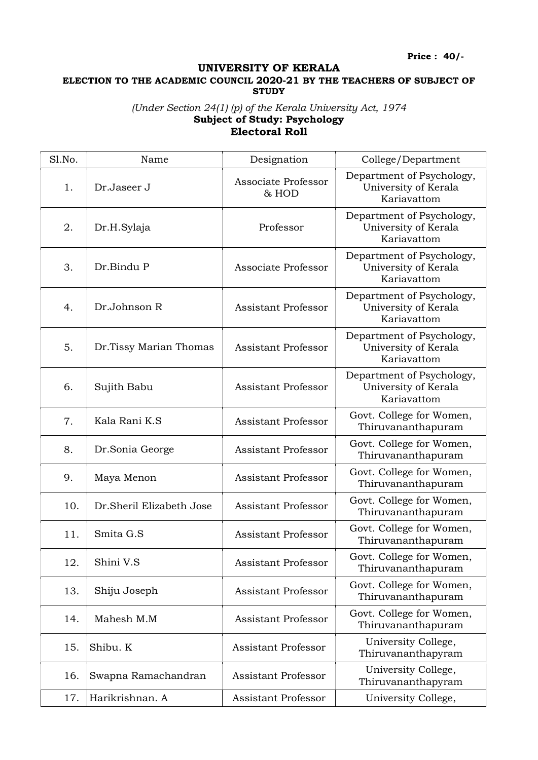**Price : 40/-**

# UNIVERSITY OF KERALA

**ELECTION TO THE ACADEMIC COUNCIL 2020-21 BY THE TEACHERS OF SUBJECT OF STUDY**

*(Under Section 24(1) (p) of the Kerala University Act, 1974*

**Subject of Study: Psychology**

## Electoral Roll

| Sl.No. | Name | Designation | College/Department |
|---|---|---|---|
| 1. | Dr.Jaseer J | Associate Professor & HOD | Department of Psychology, University of Kerala Kariavattom |
| 2. | Dr.H.Sylaja | Professor | Department of Psychology, University of Kerala Kariavattom |
| 3. | Dr.Bindu P | Associate Professor | Department of Psychology, University of Kerala Kariavattom |
| 4. | Dr.Johnson R | Assistant Professor | Department of Psychology, University of Kerala Kariavattom |
| 5. | Dr.Tissy Marian Thomas | Assistant Professor | Department of Psychology, University of Kerala Kariavattom |
| 6. | Sujith Babu | Assistant Professor | Department of Psychology, University of Kerala Kariavattom |
| 7. | Kala Rani K.S | Assistant Professor | Govt. College for Women, Thiruvananthapuram |
| 8. | Dr.Sonia George | Assistant Professor | Govt. College for Women, Thiruvananthapuram |
| 9. | Maya Menon | Assistant Professor | Govt. College for Women, Thiruvananthapuram |
| 10. | Dr.Sheril Elizabeth Jose | Assistant Professor | Govt. College for Women, Thiruvananthapuram |
| 11. | Smita G.S | Assistant Professor | Govt. College for Women, Thiruvananthapuram |
| 12. | Shini V.S | Assistant Professor | Govt. College for Women, Thiruvananthapuram |
| 13. | Shiju Joseph | Assistant Professor | Govt. College for Women, Thiruvananthapuram |
| 14. | Mahesh M.M | Assistant Professor | Govt. College for Women, Thiruvananthapuram |
| 15. | Shibu. K | Assistant Professor | University College, Thiruvananthapyram |
| 16. | Swapna Ramachandran | Assistant Professor | University College, Thiruvananthapyram |
| 17. | Harikrishnan. A | Assistant Professor | University College, |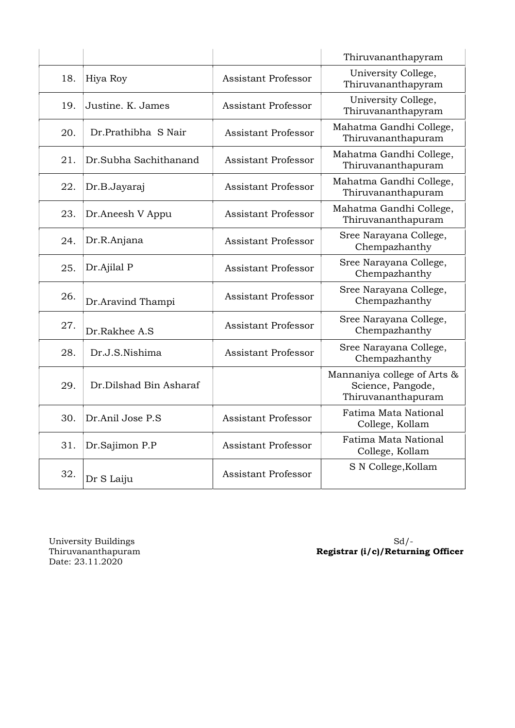| | | | |
|---|---|---|---|
| | | | Thiruvananthapyram |
| 18. | Hiya Roy | Assistant Professor | University College, Thiruvananthapyram |
| 19. | Justine. K. James | Assistant Professor | University College, Thiruvananthapyram |
| 20. | Dr.Prathibha S Nair | Assistant Professor | Mahatma Gandhi College, Thiruvananthapuram |
| 21. | Dr.Subha Sachithanand | Assistant Professor | Mahatma Gandhi College, Thiruvananthapuram |
| 22. | Dr.B.Jayaraj | Assistant Professor | Mahatma Gandhi College, Thiruvananthapuram |
| 23. | Dr.Aneesh V Appu | Assistant Professor | Mahatma Gandhi College, Thiruvananthapuram |
| 24. | Dr.R.Anjana | Assistant Professor | Sree Narayana College, Chempazhanthy |
| 25. | Dr.Ajilal P | Assistant Professor | Sree Narayana College, Chempazhanthy |
| 26. | Dr.Aravind Thampi | Assistant Professor | Sree Narayana College, Chempazhanthy |
| 27. | Dr.Rakhee A.S | Assistant Professor | Sree Narayana College, Chempazhanthy |
| 28. | Dr.J.S.Nishima | Assistant Professor | Sree Narayana College, Chempazhanthy |
| 29. | Dr.Dilshad Bin Asharaf | | Mannaniya college of Arts & Science, Pangode, Thiruvananthapuram |
| 30. | Dr.Anil Jose P.S | Assistant Professor | Fatima Mata National College, Kollam |
| 31. | Dr.Sajimon P.P | Assistant Professor | Fatima Mata National College, Kollam |
| 32. | Dr S Laiju | Assistant Professor | S N College,Kollam |

University Buildings
Thiruvananthapuram
Date: 23.11.2020

Sd/-
**Registrar (i/c)/Returning Officer**